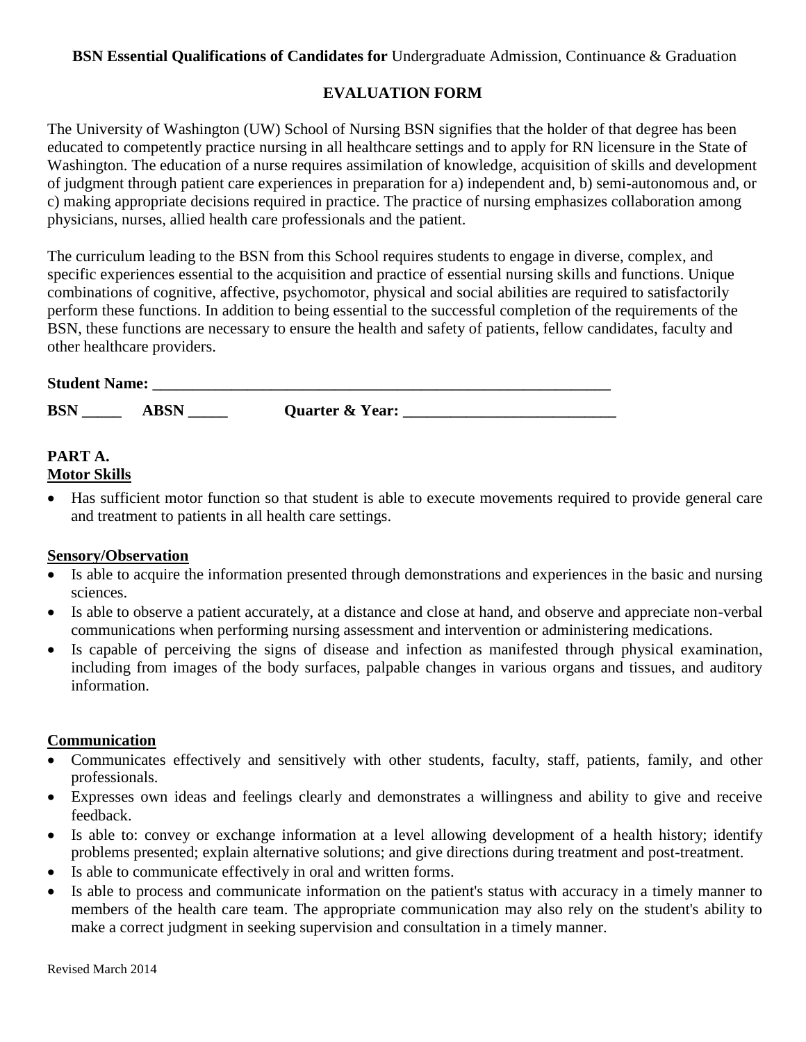**BSN Essential Qualifications of Candidates for** Undergraduate Admission, Continuance & Graduation

# EVALUATION FORM

The University of Washington (UW) School of Nursing BSN signifies that the holder of that degree has been educated to competently practice nursing in all healthcare settings and to apply for RN licensure in the State of Washington. The education of a nurse requires assimilation of knowledge, acquisition of skills and development of judgment through patient care experiences in preparation for a) independent and, b) semi-autonomous and, or c) making appropriate decisions required in practice. The practice of nursing emphasizes collaboration among physicians, nurses, allied health care professionals and the patient.

The curriculum leading to the BSN from this School requires students to engage in diverse, complex, and specific experiences essential to the acquisition and practice of essential nursing skills and functions. Unique combinations of cognitive, affective, psychomotor, physical and social abilities are required to satisfactorily perform these functions. In addition to being essential to the successful completion of the requirements of the BSN, these functions are necessary to ensure the health and safety of patients, fellow candidates, faculty and other healthcare providers.

**Student Name: ___________________________________________________________**

**BSN _____ ABSN _____ Quarter & Year: ___________________________**

## PART A.

**Motor Skills**

- Has sufficient motor function so that student is able to execute movements required to provide general care and treatment to patients in all health care settings.

**Sensory/Observation**

- Is able to acquire the information presented through demonstrations and experiences in the basic and nursing sciences.
- Is able to observe a patient accurately, at a distance and close at hand, and observe and appreciate non-verbal communications when performing nursing assessment and intervention or administering medications.
- Is capable of perceiving the signs of disease and infection as manifested through physical examination, including from images of the body surfaces, palpable changes in various organs and tissues, and auditory information.

**Communication**

- Communicates effectively and sensitively with other students, faculty, staff, patients, family, and other professionals.
- Expresses own ideas and feelings clearly and demonstrates a willingness and ability to give and receive feedback.
- Is able to: convey or exchange information at a level allowing development of a health history; identify problems presented; explain alternative solutions; and give directions during treatment and post-treatment.
- Is able to communicate effectively in oral and written forms.
- Is able to process and communicate information on the patient's status with accuracy in a timely manner to members of the health care team. The appropriate communication may also rely on the student's ability to make a correct judgment in seeking supervision and consultation in a timely manner.

Revised March 2014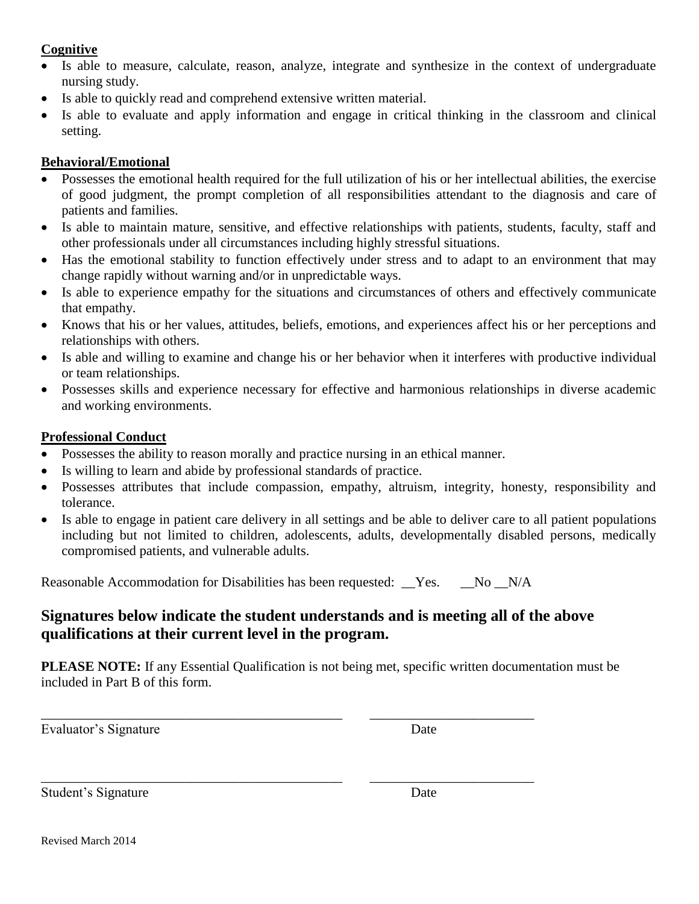**Cognitive**

- Is able to measure, calculate, reason, analyze, integrate and synthesize in the context of undergraduate nursing study.
- Is able to quickly read and comprehend extensive written material.
- Is able to evaluate and apply information and engage in critical thinking in the classroom and clinical setting.

**Behavioral/Emotional**

- Possesses the emotional health required for the full utilization of his or her intellectual abilities, the exercise of good judgment, the prompt completion of all responsibilities attendant to the diagnosis and care of patients and families.
- Is able to maintain mature, sensitive, and effective relationships with patients, students, faculty, staff and other professionals under all circumstances including highly stressful situations.
- Has the emotional stability to function effectively under stress and to adapt to an environment that may change rapidly without warning and/or in unpredictable ways.
- Is able to experience empathy for the situations and circumstances of others and effectively communicate that empathy.
- Knows that his or her values, attitudes, beliefs, emotions, and experiences affect his or her perceptions and relationships with others.
- Is able and willing to examine and change his or her behavior when it interferes with productive individual or team relationships.
- Possesses skills and experience necessary for effective and harmonious relationships in diverse academic and working environments.

**Professional Conduct**

- Possesses the ability to reason morally and practice nursing in an ethical manner.
- Is willing to learn and abide by professional standards of practice.
- Possesses attributes that include compassion, empathy, altruism, integrity, honesty, responsibility and tolerance.
- Is able to engage in patient care delivery in all settings and be able to deliver care to all patient populations including but not limited to children, adolescents, adults, developmentally disabled persons, medically compromised patients, and vulnerable adults.

Reasonable Accommodation for Disabilities has been requested: __Yes. __No __N/A

## Signatures below indicate the student understands and is meeting all of the above qualifications at their current level in the program.

**PLEASE NOTE:** If any Essential Qualification is not being met, specific written documentation must be included in Part B of this form.

_______________________________________________ ________________________

Evaluator's Signature Date

_______________________________________________ ________________________

Student's Signature Date

Revised March 2014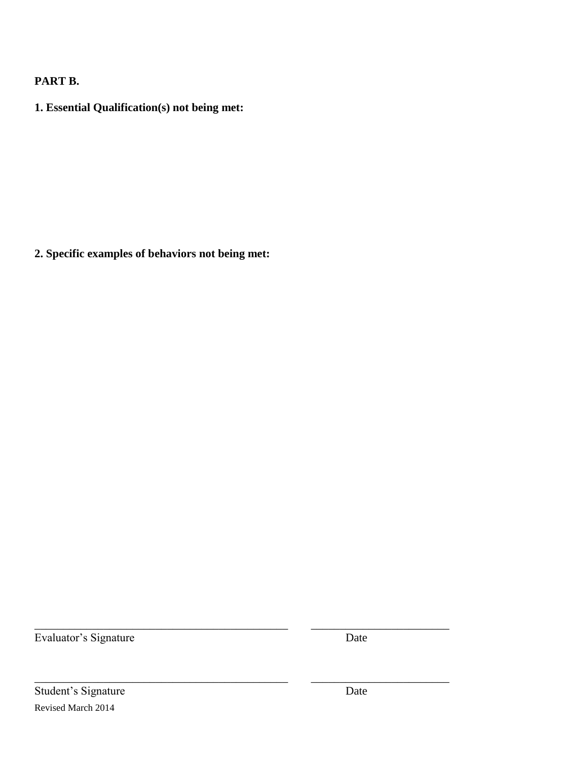**PART B.**

**1. Essential Qualification(s) not being met:**

**2. Specific examples of behaviors not being met:**

_____________________________________________ ________________________

Evaluator's Signature Date

_____________________________________________ ________________________

Student's Signature Date

Revised March 2014